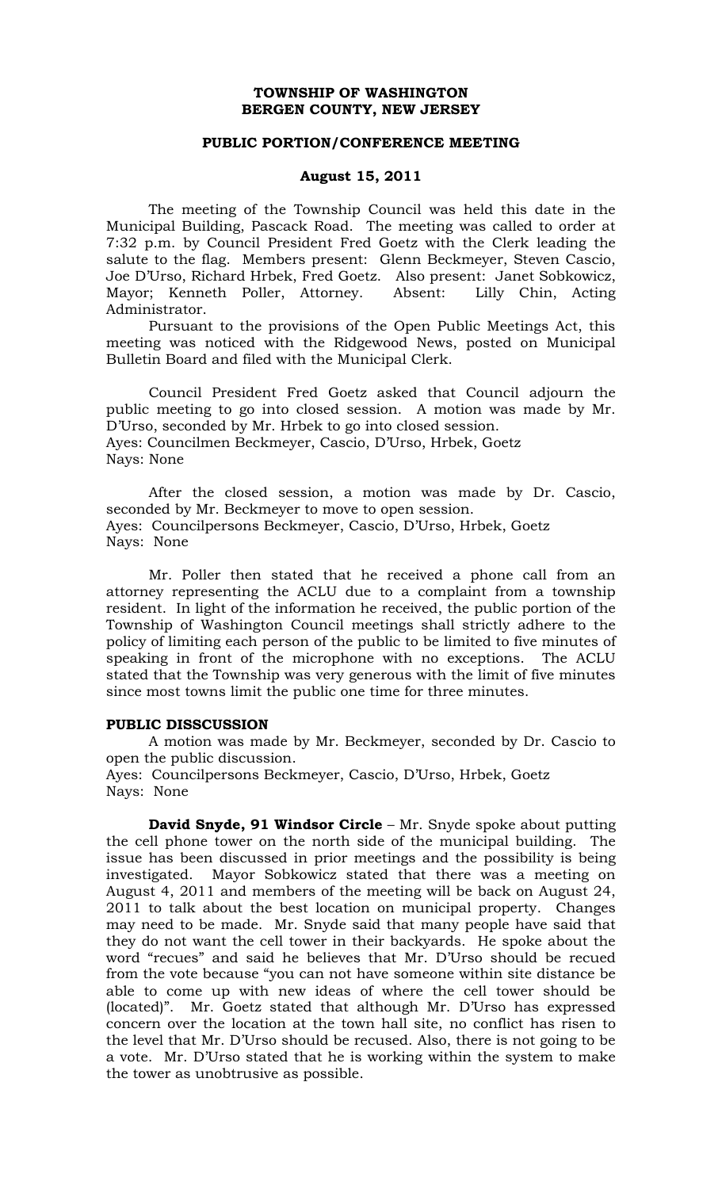**TOWNSHIP OF WASHINGTON**
**BERGEN COUNTY, NEW JERSEY**

**PUBLIC PORTION/CONFERENCE MEETING**

**August 15, 2011**

The meeting of the Township Council was held this date in the Municipal Building, Pascack Road. The meeting was called to order at 7:32 p.m. by Council President Fred Goetz with the Clerk leading the salute to the flag. Members present: Glenn Beckmeyer, Steven Cascio, Joe D'Urso, Richard Hrbek, Fred Goetz. Also present: Janet Sobkowicz, Mayor; Kenneth Poller, Attorney. Absent: Lilly Chin, Acting Administrator.

Pursuant to the provisions of the Open Public Meetings Act, this meeting was noticed with the Ridgewood News, posted on Municipal Bulletin Board and filed with the Municipal Clerk.

Council President Fred Goetz asked that Council adjourn the public meeting to go into closed session. A motion was made by Mr. D'Urso, seconded by Mr. Hrbek to go into closed session.
Ayes: Councilmen Beckmeyer, Cascio, D'Urso, Hrbek, Goetz
Nays: None

After the closed session, a motion was made by Dr. Cascio, seconded by Mr. Beckmeyer to move to open session.
Ayes: Councilpersons Beckmeyer, Cascio, D'Urso, Hrbek, Goetz
Nays: None

Mr. Poller then stated that he received a phone call from an attorney representing the ACLU due to a complaint from a township resident. In light of the information he received, the public portion of the Township of Washington Council meetings shall strictly adhere to the policy of limiting each person of the public to be limited to five minutes of speaking in front of the microphone with no exceptions. The ACLU stated that the Township was very generous with the limit of five minutes since most towns limit the public one time for three minutes.

**PUBLIC DISSCUSSION**

A motion was made by Mr. Beckmeyer, seconded by Dr. Cascio to open the public discussion.
Ayes: Councilpersons Beckmeyer, Cascio, D'Urso, Hrbek, Goetz
Nays: None

**David Snyde, 91 Windsor Circle** – Mr. Snyde spoke about putting the cell phone tower on the north side of the municipal building. The issue has been discussed in prior meetings and the possibility is being investigated. Mayor Sobkowicz stated that there was a meeting on August 4, 2011 and members of the meeting will be back on August 24, 2011 to talk about the best location on municipal property. Changes may need to be made. Mr. Snyde said that many people have said that they do not want the cell tower in their backyards. He spoke about the word "recues" and said he believes that Mr. D'Urso should be recued from the vote because "you can not have someone within site distance be able to come up with new ideas of where the cell tower should be (located)". Mr. Goetz stated that although Mr. D'Urso has expressed concern over the location at the town hall site, no conflict has risen to the level that Mr. D'Urso should be recused. Also, there is not going to be a vote. Mr. D'Urso stated that he is working within the system to make the tower as unobtrusive as possible.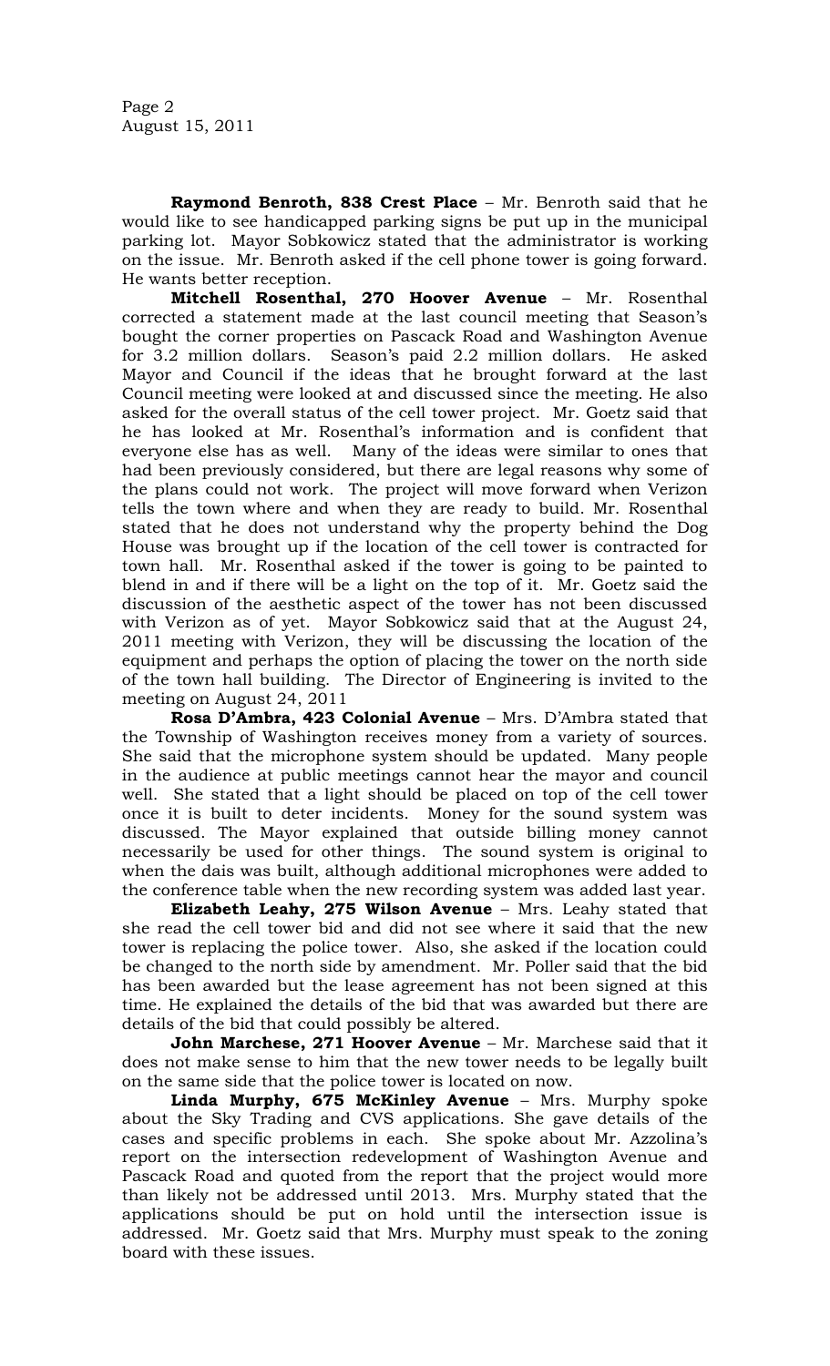**Raymond Benroth, 838 Crest Place** – Mr. Benroth said that he would like to see handicapped parking signs be put up in the municipal parking lot. Mayor Sobkowicz stated that the administrator is working on the issue. Mr. Benroth asked if the cell phone tower is going forward. He wants better reception.

**Mitchell Rosenthal, 270 Hoover Avenue** – Mr. Rosenthal corrected a statement made at the last council meeting that Season's bought the corner properties on Pascack Road and Washington Avenue for 3.2 million dollars. Season's paid 2.2 million dollars. He asked Mayor and Council if the ideas that he brought forward at the last Council meeting were looked at and discussed since the meeting. He also asked for the overall status of the cell tower project. Mr. Goetz said that he has looked at Mr. Rosenthal's information and is confident that everyone else has as well. Many of the ideas were similar to ones that had been previously considered, but there are legal reasons why some of the plans could not work. The project will move forward when Verizon tells the town where and when they are ready to build. Mr. Rosenthal stated that he does not understand why the property behind the Dog House was brought up if the location of the cell tower is contracted for town hall. Mr. Rosenthal asked if the tower is going to be painted to blend in and if there will be a light on the top of it. Mr. Goetz said the discussion of the aesthetic aspect of the tower has not been discussed with Verizon as of yet. Mayor Sobkowicz said that at the August 24, 2011 meeting with Verizon, they will be discussing the location of the equipment and perhaps the option of placing the tower on the north side of the town hall building. The Director of Engineering is invited to the meeting on August 24, 2011

**Rosa D'Ambra, 423 Colonial Avenue** – Mrs. D'Ambra stated that the Township of Washington receives money from a variety of sources. She said that the microphone system should be updated. Many people in the audience at public meetings cannot hear the mayor and council well. She stated that a light should be placed on top of the cell tower once it is built to deter incidents. Money for the sound system was discussed. The Mayor explained that outside billing money cannot necessarily be used for other things. The sound system is original to when the dais was built, although additional microphones were added to the conference table when the new recording system was added last year.

**Elizabeth Leahy, 275 Wilson Avenue** – Mrs. Leahy stated that she read the cell tower bid and did not see where it said that the new tower is replacing the police tower. Also, she asked if the location could be changed to the north side by amendment. Mr. Poller said that the bid has been awarded but the lease agreement has not been signed at this time. He explained the details of the bid that was awarded but there are details of the bid that could possibly be altered.

**John Marchese, 271 Hoover Avenue** – Mr. Marchese said that it does not make sense to him that the new tower needs to be legally built on the same side that the police tower is located on now.

**Linda Murphy, 675 McKinley Avenue** – Mrs. Murphy spoke about the Sky Trading and CVS applications. She gave details of the cases and specific problems in each. She spoke about Mr. Azzolina's report on the intersection redevelopment of Washington Avenue and Pascack Road and quoted from the report that the project would more than likely not be addressed until 2013. Mrs. Murphy stated that the applications should be put on hold until the intersection issue is addressed. Mr. Goetz said that Mrs. Murphy must speak to the zoning board with these issues.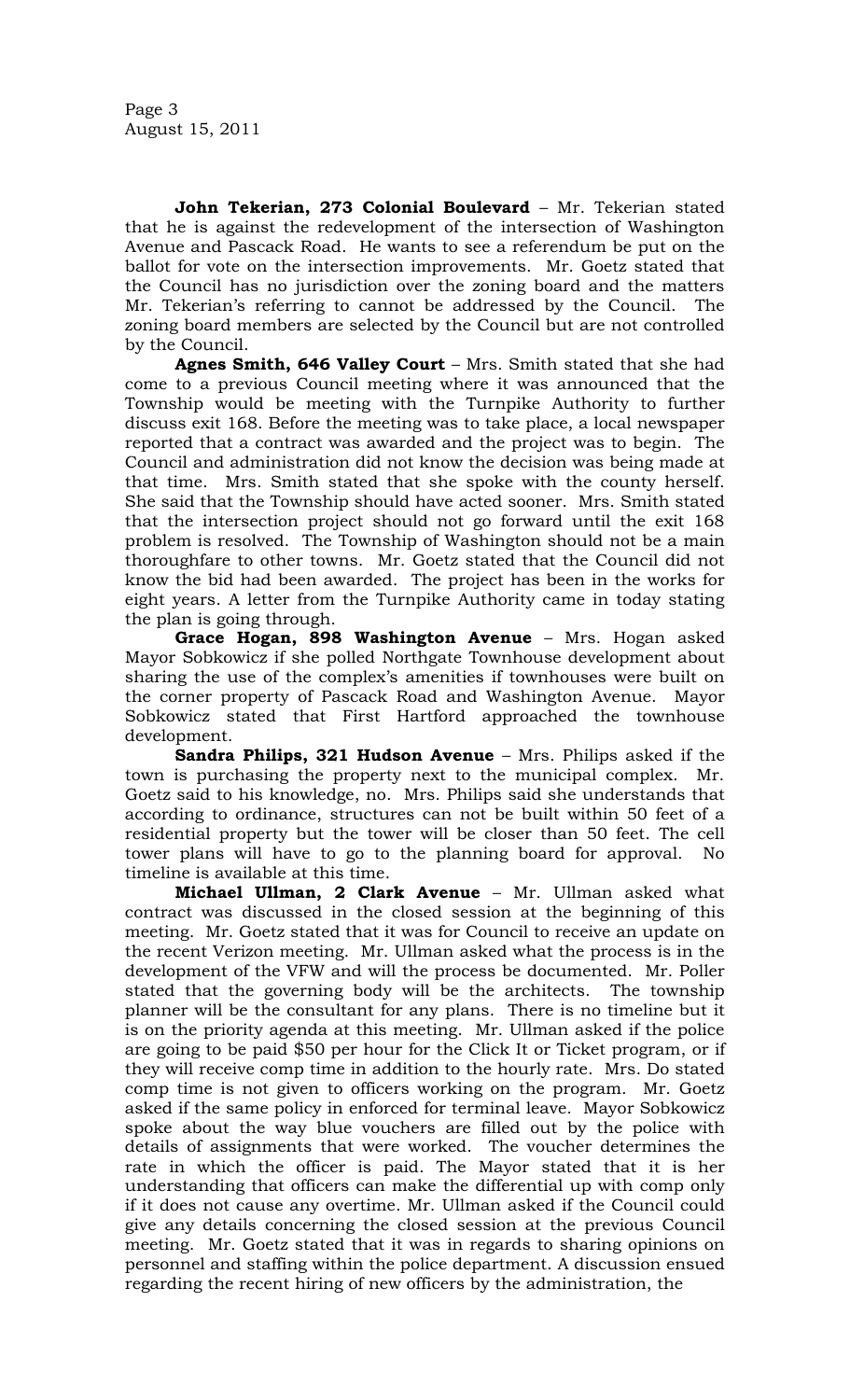**John Tekerian, 273 Colonial Boulevard** – Mr. Tekerian stated that he is against the redevelopment of the intersection of Washington Avenue and Pascack Road. He wants to see a referendum be put on the ballot for vote on the intersection improvements. Mr. Goetz stated that the Council has no jurisdiction over the zoning board and the matters Mr. Tekerian's referring to cannot be addressed by the Council. The zoning board members are selected by the Council but are not controlled by the Council.

**Agnes Smith, 646 Valley Court** – Mrs. Smith stated that she had come to a previous Council meeting where it was announced that the Township would be meeting with the Turnpike Authority to further discuss exit 168. Before the meeting was to take place, a local newspaper reported that a contract was awarded and the project was to begin. The Council and administration did not know the decision was being made at that time. Mrs. Smith stated that she spoke with the county herself. She said that the Township should have acted sooner. Mrs. Smith stated that the intersection project should not go forward until the exit 168 problem is resolved. The Township of Washington should not be a main thoroughfare to other towns. Mr. Goetz stated that the Council did not know the bid had been awarded. The project has been in the works for eight years. A letter from the Turnpike Authority came in today stating the plan is going through.

**Grace Hogan, 898 Washington Avenue** – Mrs. Hogan asked Mayor Sobkowicz if she polled Northgate Townhouse development about sharing the use of the complex's amenities if townhouses were built on the corner property of Pascack Road and Washington Avenue. Mayor Sobkowicz stated that First Hartford approached the townhouse development.

**Sandra Philips, 321 Hudson Avenue** – Mrs. Philips asked if the town is purchasing the property next to the municipal complex. Mr. Goetz said to his knowledge, no. Mrs. Philips said she understands that according to ordinance, structures can not be built within 50 feet of a residential property but the tower will be closer than 50 feet. The cell tower plans will have to go to the planning board for approval. No timeline is available at this time.

**Michael Ullman, 2 Clark Avenue** – Mr. Ullman asked what contract was discussed in the closed session at the beginning of this meeting. Mr. Goetz stated that it was for Council to receive an update on the recent Verizon meeting. Mr. Ullman asked what the process is in the development of the VFW and will the process be documented. Mr. Poller stated that the governing body will be the architects. The township planner will be the consultant for any plans. There is no timeline but it is on the priority agenda at this meeting. Mr. Ullman asked if the police are going to be paid $50 per hour for the Click It or Ticket program, or if they will receive comp time in addition to the hourly rate. Mrs. Do stated comp time is not given to officers working on the program. Mr. Goetz asked if the same policy in enforced for terminal leave. Mayor Sobkowicz spoke about the way blue vouchers are filled out by the police with details of assignments that were worked. The voucher determines the rate in which the officer is paid. The Mayor stated that it is her understanding that officers can make the differential up with comp only if it does not cause any overtime. Mr. Ullman asked if the Council could give any details concerning the closed session at the previous Council meeting. Mr. Goetz stated that it was in regards to sharing opinions on personnel and staffing within the police department. A discussion ensued regarding the recent hiring of new officers by the administration, the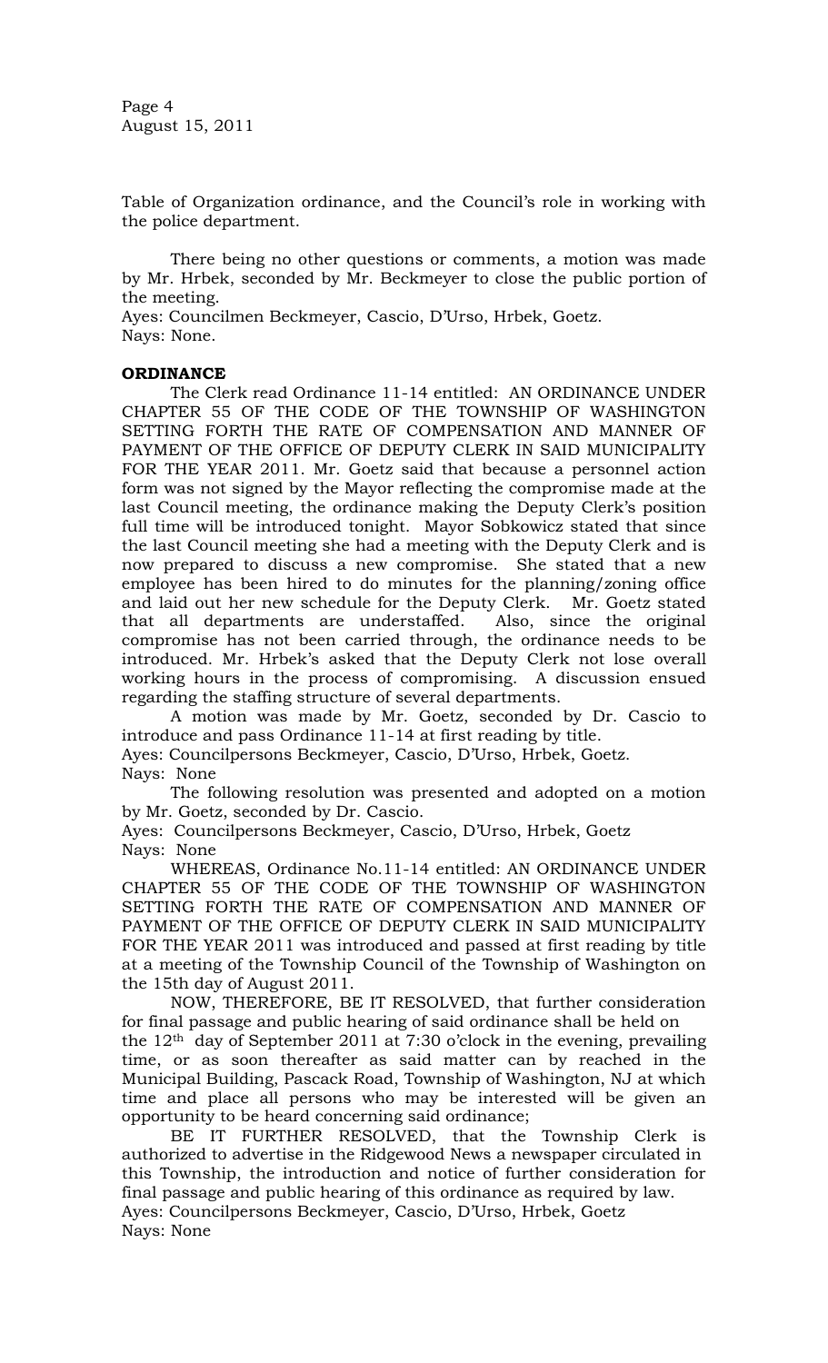Table of Organization ordinance, and the Council's role in working with the police department.

There being no other questions or comments, a motion was made by Mr. Hrbek, seconded by Mr. Beckmeyer to close the public portion of the meeting.
Ayes: Councilmen Beckmeyer, Cascio, D'Urso, Hrbek, Goetz.
Nays: None.

**ORDINANCE**

The Clerk read Ordinance 11-14 entitled: AN ORDINANCE UNDER CHAPTER 55 OF THE CODE OF THE TOWNSHIP OF WASHINGTON SETTING FORTH THE RATE OF COMPENSATION AND MANNER OF PAYMENT OF THE OFFICE OF DEPUTY CLERK IN SAID MUNICIPALITY FOR THE YEAR 2011. Mr. Goetz said that because a personnel action form was not signed by the Mayor reflecting the compromise made at the last Council meeting, the ordinance making the Deputy Clerk's position full time will be introduced tonight. Mayor Sobkowicz stated that since the last Council meeting she had a meeting with the Deputy Clerk and is now prepared to discuss a new compromise. She stated that a new employee has been hired to do minutes for the planning/zoning office and laid out her new schedule for the Deputy Clerk. Mr. Goetz stated that all departments are understaffed. Also, since the original compromise has not been carried through, the ordinance needs to be introduced. Mr. Hrbek's asked that the Deputy Clerk not lose overall working hours in the process of compromising. A discussion ensued regarding the staffing structure of several departments.

A motion was made by Mr. Goetz, seconded by Dr. Cascio to introduce and pass Ordinance 11-14 at first reading by title.
Ayes: Councilpersons Beckmeyer, Cascio, D'Urso, Hrbek, Goetz.
Nays: None

The following resolution was presented and adopted on a motion by Mr. Goetz, seconded by Dr. Cascio.
Ayes: Councilpersons Beckmeyer, Cascio, D'Urso, Hrbek, Goetz
Nays: None

WHEREAS, Ordinance No.11-14 entitled: AN ORDINANCE UNDER CHAPTER 55 OF THE CODE OF THE TOWNSHIP OF WASHINGTON SETTING FORTH THE RATE OF COMPENSATION AND MANNER OF PAYMENT OF THE OFFICE OF DEPUTY CLERK IN SAID MUNICIPALITY FOR THE YEAR 2011 was introduced and passed at first reading by title at a meeting of the Township Council of the Township of Washington on the 15th day of August 2011.

NOW, THEREFORE, BE IT RESOLVED, that further consideration for final passage and public hearing of said ordinance shall be held on the 12th day of September 2011 at 7:30 o'clock in the evening, prevailing time, or as soon thereafter as said matter can by reached in the Municipal Building, Pascack Road, Township of Washington, NJ at which time and place all persons who may be interested will be given an opportunity to be heard concerning said ordinance;

BE IT FURTHER RESOLVED, that the Township Clerk is authorized to advertise in the Ridgewood News a newspaper circulated in this Township, the introduction and notice of further consideration for final passage and public hearing of this ordinance as required by law.
Ayes: Councilpersons Beckmeyer, Cascio, D'Urso, Hrbek, Goetz
Nays: None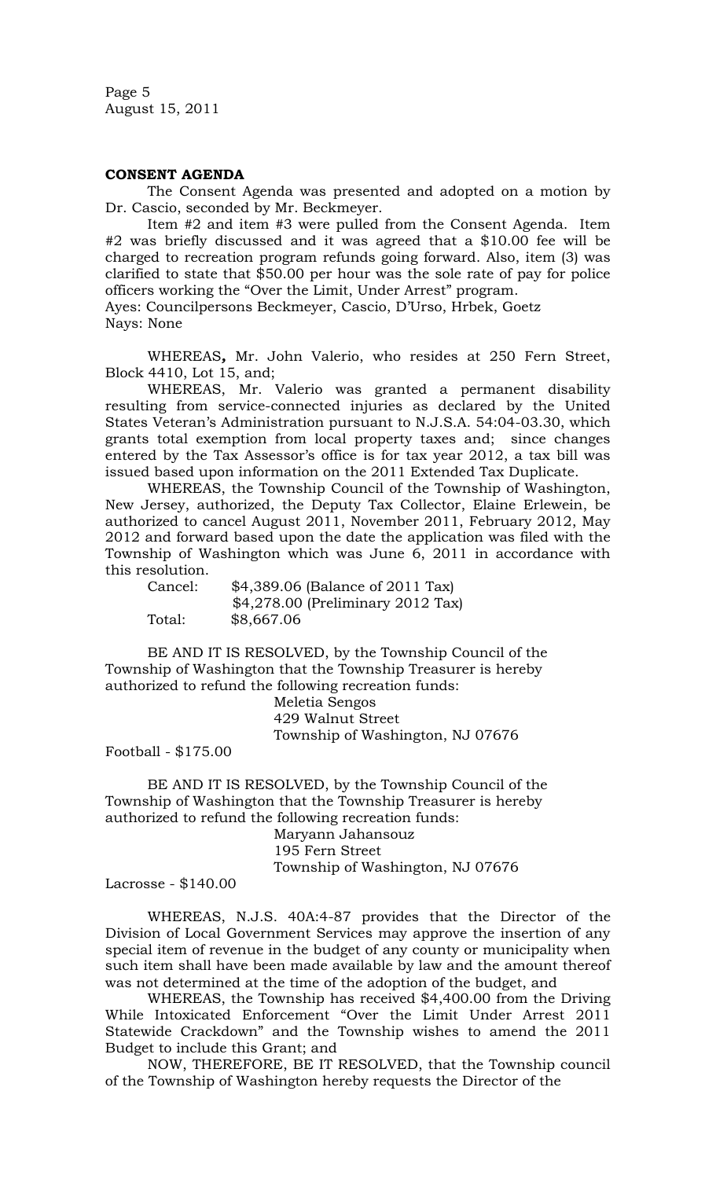## CONSENT AGENDA

The Consent Agenda was presented and adopted on a motion by Dr. Cascio, seconded by Mr. Beckmeyer.

Item #2 and item #3 were pulled from the Consent Agenda. Item #2 was briefly discussed and it was agreed that a $10.00 fee will be charged to recreation program refunds going forward. Also, item (3) was clarified to state that $50.00 per hour was the sole rate of pay for police officers working the "Over the Limit, Under Arrest" program.

Ayes: Councilpersons Beckmeyer, Cascio, D'Urso, Hrbek, Goetz
Nays: None

WHEREAS**,** Mr. John Valerio, who resides at 250 Fern Street, Block 4410, Lot 15, and;

WHEREAS, Mr. Valerio was granted a permanent disability resulting from service-connected injuries as declared by the United States Veteran's Administration pursuant to N.J.S.A. 54:04-03.30, which grants total exemption from local property taxes and; since changes entered by the Tax Assessor's office is for tax year 2012, a tax bill was issued based upon information on the 2011 Extended Tax Duplicate.

WHEREAS, the Township Council of the Township of Washington, New Jersey, authorized, the Deputy Tax Collector, Elaine Erlewein, be authorized to cancel August 2011, November 2011, February 2012, May 2012 and forward based upon the date the application was filed with the Township of Washington which was June 6, 2011 in accordance with this resolution.

| | |
|---|---|
| Cancel: | $4,389.06 (Balance of 2011 Tax) |
| | $4,278.00 (Preliminary 2012 Tax) |
| Total: | $8,667.06 |

BE AND IT IS RESOLVED, by the Township Council of the Township of Washington that the Township Treasurer is hereby authorized to refund the following recreation funds:

Meletia Sengos
429 Walnut Street
Township of Washington, NJ 07676

Football - $175.00

BE AND IT IS RESOLVED, by the Township Council of the Township of Washington that the Township Treasurer is hereby authorized to refund the following recreation funds:

Maryann Jahansouz
195 Fern Street
Township of Washington, NJ 07676

Lacrosse - $140.00

WHEREAS, N.J.S. 40A:4-87 provides that the Director of the Division of Local Government Services may approve the insertion of any special item of revenue in the budget of any county or municipality when such item shall have been made available by law and the amount thereof was not determined at the time of the adoption of the budget, and

WHEREAS, the Township has received $4,400.00 from the Driving While Intoxicated Enforcement "Over the Limit Under Arrest 2011 Statewide Crackdown" and the Township wishes to amend the 2011 Budget to include this Grant; and

NOW, THEREFORE, BE IT RESOLVED, that the Township council of the Township of Washington hereby requests the Director of the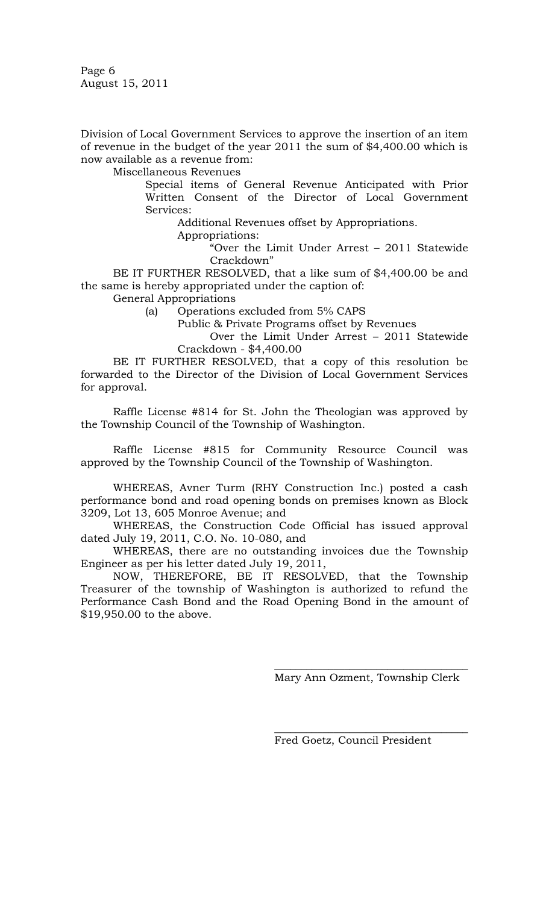Division of Local Government Services to approve the insertion of an item of revenue in the budget of the year 2011 the sum of $4,400.00 which is now available as a revenue from:

Miscellaneous Revenues

Special items of General Revenue Anticipated with Prior Written Consent of the Director of Local Government Services:

Additional Revenues offset by Appropriations.

Appropriations:

"Over the Limit Under Arrest – 2011 Statewide Crackdown"

BE IT FURTHER RESOLVED, that a like sum of $4,400.00 be and the same is hereby appropriated under the caption of:

General Appropriations

(a) Operations excluded from 5% CAPS

Public & Private Programs offset by Revenues

Over the Limit Under Arrest – 2011 Statewide Crackdown - $4,400.00

BE IT FURTHER RESOLVED, that a copy of this resolution be forwarded to the Director of the Division of Local Government Services for approval.

Raffle License #814 for St. John the Theologian was approved by the Township Council of the Township of Washington.

Raffle License #815 for Community Resource Council was approved by the Township Council of the Township of Washington.

WHEREAS, Avner Turm (RHY Construction Inc.) posted a cash performance bond and road opening bonds on premises known as Block 3209, Lot 13, 605 Monroe Avenue; and

WHEREAS, the Construction Code Official has issued approval dated July 19, 2011, C.O. No. 10-080, and

WHEREAS, there are no outstanding invoices due the Township Engineer as per his letter dated July 19, 2011,

NOW, THEREFORE, BE IT RESOLVED, that the Township Treasurer of the township of Washington is authorized to refund the Performance Cash Bond and the Road Opening Bond in the amount of $19,950.00 to the above.

\_\_\_\_\_\_\_\_\_\_\_\_\_\_\_\_\_\_\_\_\_\_\_\_\_\_\_\_\_\_\_\_\_\_

Mary Ann Ozment, Township Clerk

\_\_\_\_\_\_\_\_\_\_\_\_\_\_\_\_\_\_\_\_\_\_\_\_\_\_\_\_\_\_\_\_\_\_

Fred Goetz, Council President